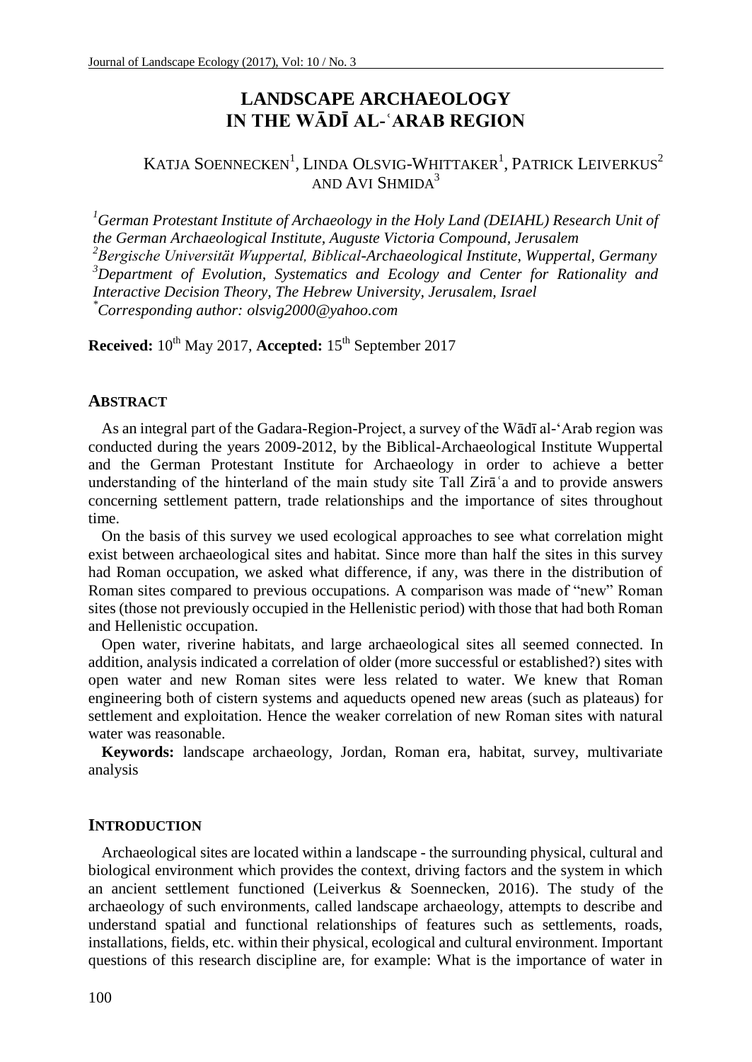# LANDSCAPE ARCHAEOLOGY IN THE WĀDĪ AL-ʿARAB REGION

KATJA SOENNECKEN[1], LINDA OLSVIG-WHITTAKER[1], PATRICK LEIVERKUS[2] AND AVI SHMIDA[3]

*[1]German Protestant Institute of Archaeology in the Holy Land (DEIAHL) Research Unit of the German Archaeological Institute, Auguste Victoria Compound, Jerusalem*
*[2]Bergische Universität Wuppertal, Biblical-Archaeological Institute, Wuppertal, Germany*
*[3]Department of Evolution, Systematics and Ecology and Center for Rationality and Interactive Decision Theory, The Hebrew University, Jerusalem, Israel*
*[*]Corresponding author: olsvig2000@yahoo.com*

**Received:** 10th May 2017, **Accepted:** 15th September 2017

## ABSTRACT

As an integral part of the Gadara-Region-Project, a survey of the Wādī al-ʻArab region was conducted during the years 2009-2012, by the Biblical-Archaeological Institute Wuppertal and the German Protestant Institute for Archaeology in order to achieve a better understanding of the hinterland of the main study site Tall Zirāʿa and to provide answers concerning settlement pattern, trade relationships and the importance of sites throughout time.

On the basis of this survey we used ecological approaches to see what correlation might exist between archaeological sites and habitat. Since more than half the sites in this survey had Roman occupation, we asked what difference, if any, was there in the distribution of Roman sites compared to previous occupations. A comparison was made of "new" Roman sites (those not previously occupied in the Hellenistic period) with those that had both Roman and Hellenistic occupation.

Open water, riverine habitats, and large archaeological sites all seemed connected. In addition, analysis indicated a correlation of older (more successful or established?) sites with open water and new Roman sites were less related to water. We knew that Roman engineering both of cistern systems and aqueducts opened new areas (such as plateaus) for settlement and exploitation. Hence the weaker correlation of new Roman sites with natural water was reasonable.

**Keywords:** landscape archaeology, Jordan, Roman era, habitat, survey, multivariate analysis

## INTRODUCTION

Archaeological sites are located within a landscape - the surrounding physical, cultural and biological environment which provides the context, driving factors and the system in which an ancient settlement functioned (Leiverkus & Soennecken, 2016). The study of the archaeology of such environments, called landscape archaeology, attempts to describe and understand spatial and functional relationships of features such as settlements, roads, installations, fields, etc. within their physical, ecological and cultural environment. Important questions of this research discipline are, for example: What is the importance of water in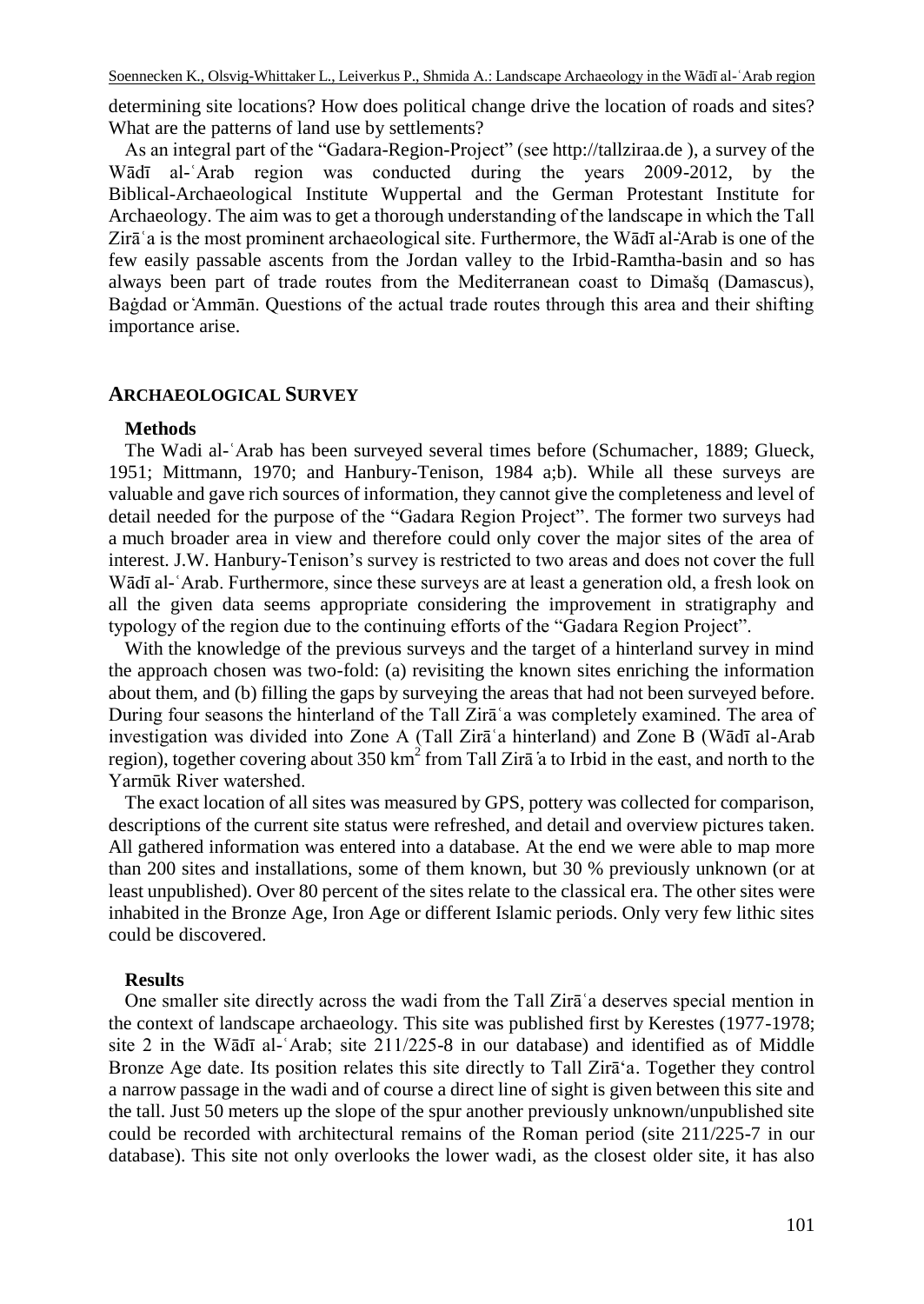determining site locations? How does political change drive the location of roads and sites? What are the patterns of land use by settlements?

As an integral part of the "Gadara-Region-Project" (see http://tallziraa.de ), a survey of the Wādī al-ʿArab region was conducted during the years 2009-2012, by the Biblical-Archaeological Institute Wuppertal and the German Protestant Institute for Archaeology. The aim was to get a thorough understanding of the landscape in which the Tall Zirāʿa is the most prominent archaeological site. Furthermore, the Wādī al-ʿArab is one of the few easily passable ascents from the Jordan valley to the Irbid-Ramtha-basin and so has always been part of trade routes from the Mediterranean coast to Dimašq (Damascus), Baġdad or ʿAmmān. Questions of the actual trade routes through this area and their shifting importance arise.

## ARCHAEOLOGICAL SURVEY

### Methods

The Wadi al-ʿArab has been surveyed several times before (Schumacher, 1889; Glueck, 1951; Mittmann, 1970; and Hanbury-Tenison, 1984 a;b). While all these surveys are valuable and gave rich sources of information, they cannot give the completeness and level of detail needed for the purpose of the "Gadara Region Project". The former two surveys had a much broader area in view and therefore could only cover the major sites of the area of interest. J.W. Hanbury-Tenison's survey is restricted to two areas and does not cover the full Wādī al-ʿArab. Furthermore, since these surveys are at least a generation old, a fresh look on all the given data seems appropriate considering the improvement in stratigraphy and typology of the region due to the continuing efforts of the "Gadara Region Project".

With the knowledge of the previous surveys and the target of a hinterland survey in mind the approach chosen was two-fold: (a) revisiting the known sites enriching the information about them, and (b) filling the gaps by surveying the areas that had not been surveyed before. During four seasons the hinterland of the Tall Zirāʿa was completely examined. The area of investigation was divided into Zone A (Tall Zirāʿa hinterland) and Zone B (Wādī al-Arab region), together covering about 350 km$^2$ from Tall Zirāʿa to Irbid in the east, and north to the Yarmūk River watershed.

The exact location of all sites was measured by GPS, pottery was collected for comparison, descriptions of the current site status were refreshed, and detail and overview pictures taken. All gathered information was entered into a database. At the end we were able to map more than 200 sites and installations, some of them known, but 30 % previously unknown (or at least unpublished). Over 80 percent of the sites relate to the classical era. The other sites were inhabited in the Bronze Age, Iron Age or different Islamic periods. Only very few lithic sites could be discovered.

### Results

One smaller site directly across the wadi from the Tall Zirāʿa deserves special mention in the context of landscape archaeology. This site was published first by Kerestes (1977-1978; site 2 in the Wādī al-ʿArab; site 211/225-8 in our database) and identified as of Middle Bronze Age date. Its position relates this site directly to Tall Zirāʿa. Together they control a narrow passage in the wadi and of course a direct line of sight is given between this site and the tall. Just 50 meters up the slope of the spur another previously unknown/unpublished site could be recorded with architectural remains of the Roman period (site 211/225-7 in our database). This site not only overlooks the lower wadi, as the closest older site, it has also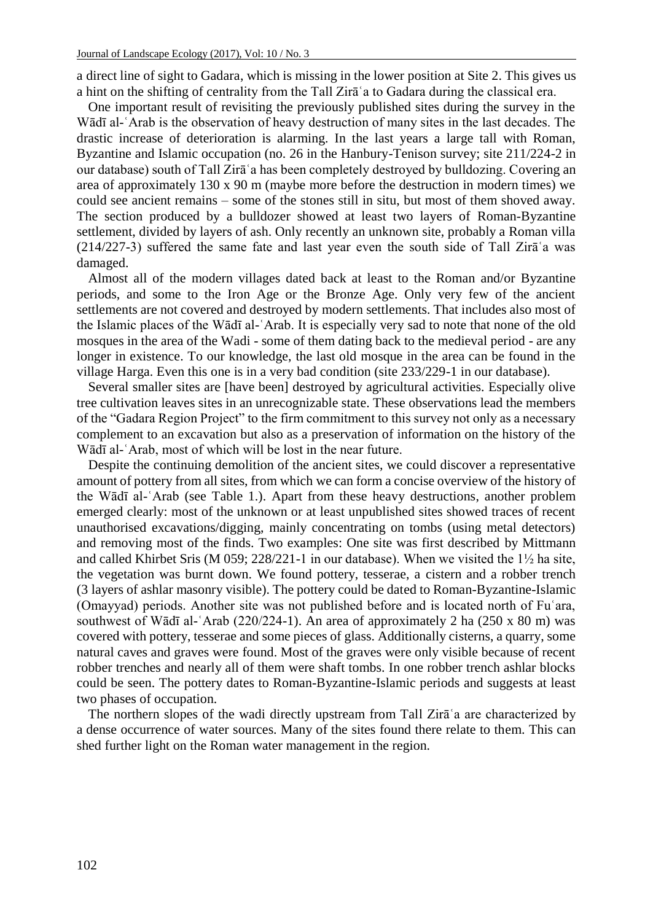a direct line of sight to Gadara, which is missing in the lower position at Site 2. This gives us a hint on the shifting of centrality from the Tall Zirāʿa to Gadara during the classical era.

One important result of revisiting the previously published sites during the survey in the Wādī al-ʿArab is the observation of heavy destruction of many sites in the last decades. The drastic increase of deterioration is alarming. In the last years a large tall with Roman, Byzantine and Islamic occupation (no. 26 in the Hanbury-Tenison survey; site 211/224-2 in our database) south of Tall Zirāʿa has been completely destroyed by bulldozing. Covering an area of approximately 130 x 90 m (maybe more before the destruction in modern times) we could see ancient remains – some of the stones still in situ, but most of them shoved away. The section produced by a bulldozer showed at least two layers of Roman-Byzantine settlement, divided by layers of ash. Only recently an unknown site, probably a Roman villa (214/227-3) suffered the same fate and last year even the south side of Tall Zirāʿa was damaged.

Almost all of the modern villages dated back at least to the Roman and/or Byzantine periods, and some to the Iron Age or the Bronze Age. Only very few of the ancient settlements are not covered and destroyed by modern settlements. That includes also most of the Islamic places of the Wādī al-ʿArab. It is especially very sad to note that none of the old mosques in the area of the Wadi - some of them dating back to the medieval period - are any longer in existence. To our knowledge, the last old mosque in the area can be found in the village Harga. Even this one is in a very bad condition (site 233/229-1 in our database).

Several smaller sites are [have been] destroyed by agricultural activities. Especially olive tree cultivation leaves sites in an unrecognizable state. These observations lead the members of the "Gadara Region Project" to the firm commitment to this survey not only as a necessary complement to an excavation but also as a preservation of information on the history of the Wādī al-ʿArab, most of which will be lost in the near future.

Despite the continuing demolition of the ancient sites, we could discover a representative amount of pottery from all sites, from which we can form a concise overview of the history of the Wādī al-ʿArab (see Table 1.). Apart from these heavy destructions, another problem emerged clearly: most of the unknown or at least unpublished sites showed traces of recent unauthorised excavations/digging, mainly concentrating on tombs (using metal detectors) and removing most of the finds. Two examples: One site was first described by Mittmann and called Khirbet Sris (M 059; 228/221-1 in our database). When we visited the 1½ ha site, the vegetation was burnt down. We found pottery, tesserae, a cistern and a robber trench (3 layers of ashlar masonry visible). The pottery could be dated to Roman-Byzantine-Islamic (Omayyad) periods. Another site was not published before and is located north of Fuʿara, southwest of Wādī al-ʿArab (220/224-1). An area of approximately 2 ha (250 x 80 m) was covered with pottery, tesserae and some pieces of glass. Additionally cisterns, a quarry, some natural caves and graves were found. Most of the graves were only visible because of recent robber trenches and nearly all of them were shaft tombs. In one robber trench ashlar blocks could be seen. The pottery dates to Roman-Byzantine-Islamic periods and suggests at least two phases of occupation.

The northern slopes of the wadi directly upstream from Tall Zirāʿa are characterized by a dense occurrence of water sources. Many of the sites found there relate to them. This can shed further light on the Roman water management in the region.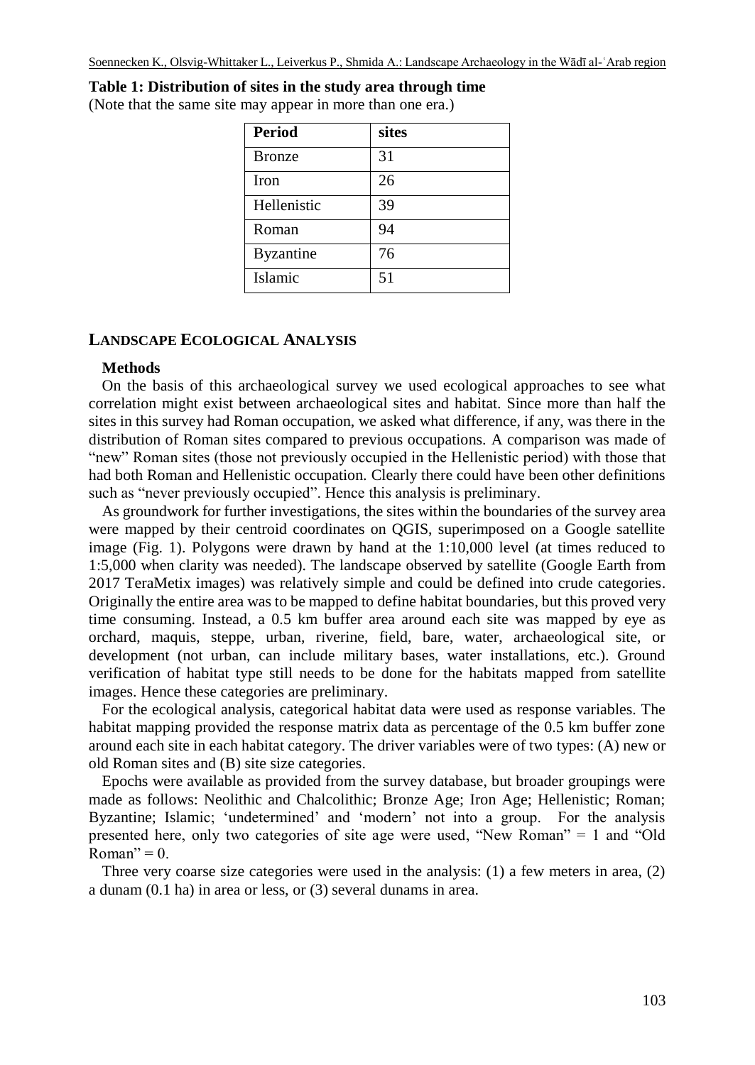**Table 1: Distribution of sites in the study area through time**
(Note that the same site may appear in more than one era.)

| Period | sites |
|---|---|
| Bronze | 31 |
| Iron | 26 |
| Hellenistic | 39 |
| Roman | 94 |
| Byzantine | 76 |
| Islamic | 51 |

## LANDSCAPE ECOLOGICAL ANALYSIS

### Methods

On the basis of this archaeological survey we used ecological approaches to see what correlation might exist between archaeological sites and habitat. Since more than half the sites in this survey had Roman occupation, we asked what difference, if any, was there in the distribution of Roman sites compared to previous occupations. A comparison was made of "new" Roman sites (those not previously occupied in the Hellenistic period) with those that had both Roman and Hellenistic occupation. Clearly there could have been other definitions such as "never previously occupied". Hence this analysis is preliminary.

As groundwork for further investigations, the sites within the boundaries of the survey area were mapped by their centroid coordinates on QGIS, superimposed on a Google satellite image (Fig. 1). Polygons were drawn by hand at the 1:10,000 level (at times reduced to 1:5,000 when clarity was needed). The landscape observed by satellite (Google Earth from 2017 TeraMetix images) was relatively simple and could be defined into crude categories. Originally the entire area was to be mapped to define habitat boundaries, but this proved very time consuming. Instead, a 0.5 km buffer area around each site was mapped by eye as orchard, maquis, steppe, urban, riverine, field, bare, water, archaeological site, or development (not urban, can include military bases, water installations, etc.). Ground verification of habitat type still needs to be done for the habitats mapped from satellite images. Hence these categories are preliminary.

For the ecological analysis, categorical habitat data were used as response variables. The habitat mapping provided the response matrix data as percentage of the 0.5 km buffer zone around each site in each habitat category. The driver variables were of two types: (A) new or old Roman sites and (B) site size categories.

Epochs were available as provided from the survey database, but broader groupings were made as follows: Neolithic and Chalcolithic; Bronze Age; Iron Age; Hellenistic; Roman; Byzantine; Islamic; 'undetermined' and 'modern' not into a group. For the analysis presented here, only two categories of site age were used, "New Roman" = 1 and "Old Roman" = 0.

Three very coarse size categories were used in the analysis: (1) a few meters in area, (2) a dunam (0.1 ha) in area or less, or (3) several dunams in area.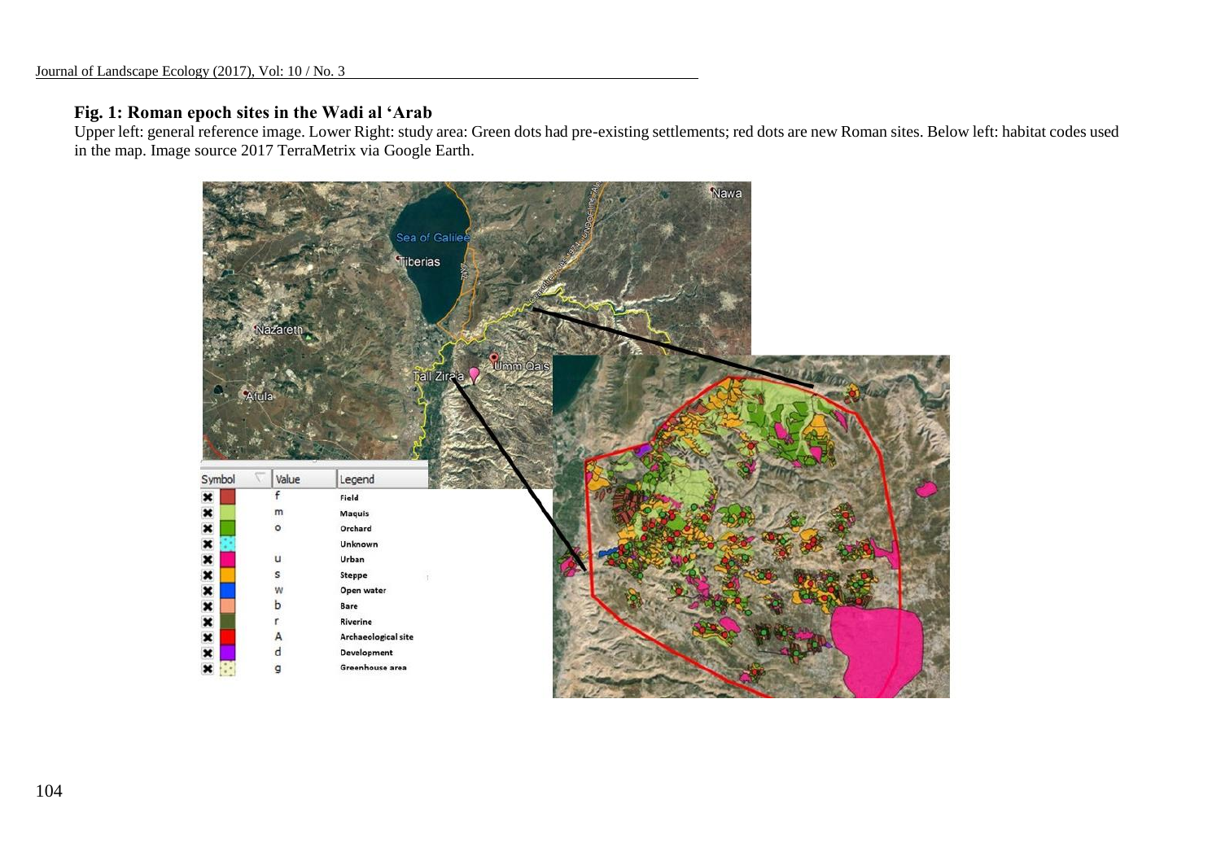**Fig. 1: Roman epoch sites in the Wadi al 'Arab**

Upper left: general reference image. Lower Right: study area: Green dots had pre-existing settlements; red dots are new Roman sites. Below left: habitat codes used in the map. Image source 2017 TerraMetrix via Google Earth.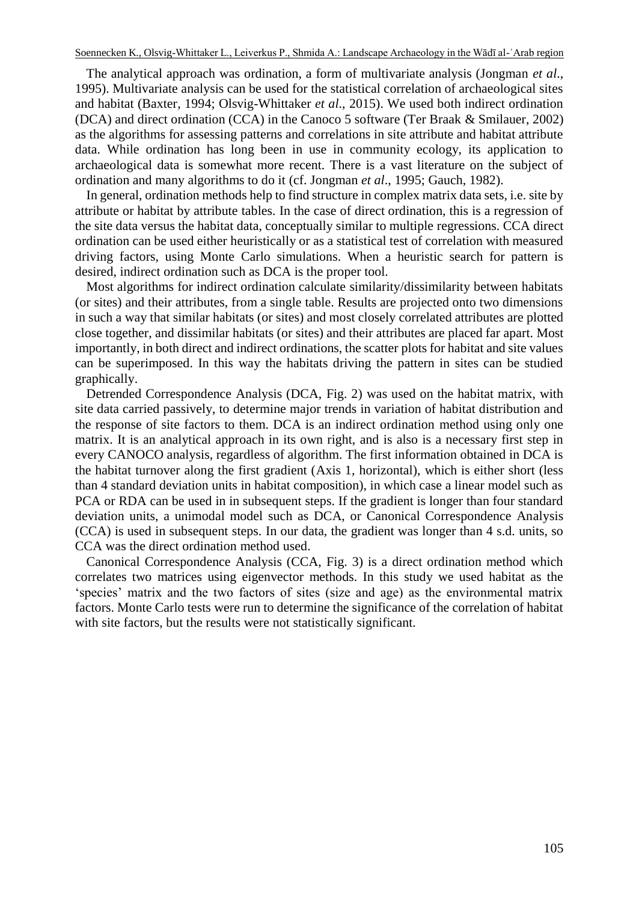The analytical approach was ordination, a form of multivariate analysis (Jongman *et al*., 1995). Multivariate analysis can be used for the statistical correlation of archaeological sites and habitat (Baxter, 1994; Olsvig-Whittaker *et al*., 2015). We used both indirect ordination (DCA) and direct ordination (CCA) in the Canoco 5 software (Ter Braak & Smilauer, 2002) as the algorithms for assessing patterns and correlations in site attribute and habitat attribute data. While ordination has long been in use in community ecology, its application to archaeological data is somewhat more recent. There is a vast literature on the subject of ordination and many algorithms to do it (cf. Jongman *et al*., 1995; Gauch, 1982).

In general, ordination methods help to find structure in complex matrix data sets, i.e. site by attribute or habitat by attribute tables. In the case of direct ordination, this is a regression of the site data versus the habitat data, conceptually similar to multiple regressions. CCA direct ordination can be used either heuristically or as a statistical test of correlation with measured driving factors, using Monte Carlo simulations. When a heuristic search for pattern is desired, indirect ordination such as DCA is the proper tool.

Most algorithms for indirect ordination calculate similarity/dissimilarity between habitats (or sites) and their attributes, from a single table. Results are projected onto two dimensions in such a way that similar habitats (or sites) and most closely correlated attributes are plotted close together, and dissimilar habitats (or sites) and their attributes are placed far apart. Most importantly, in both direct and indirect ordinations, the scatter plots for habitat and site values can be superimposed. In this way the habitats driving the pattern in sites can be studied graphically.

Detrended Correspondence Analysis (DCA, Fig. 2) was used on the habitat matrix, with site data carried passively, to determine major trends in variation of habitat distribution and the response of site factors to them. DCA is an indirect ordination method using only one matrix. It is an analytical approach in its own right, and is also is a necessary first step in every CANOCO analysis, regardless of algorithm. The first information obtained in DCA is the habitat turnover along the first gradient (Axis 1, horizontal), which is either short (less than 4 standard deviation units in habitat composition), in which case a linear model such as PCA or RDA can be used in in subsequent steps. If the gradient is longer than four standard deviation units, a unimodal model such as DCA, or Canonical Correspondence Analysis (CCA) is used in subsequent steps. In our data, the gradient was longer than 4 s.d. units, so CCA was the direct ordination method used.

Canonical Correspondence Analysis (CCA, Fig. 3) is a direct ordination method which correlates two matrices using eigenvector methods. In this study we used habitat as the 'species' matrix and the two factors of sites (size and age) as the environmental matrix factors. Monte Carlo tests were run to determine the significance of the correlation of habitat with site factors, but the results were not statistically significant.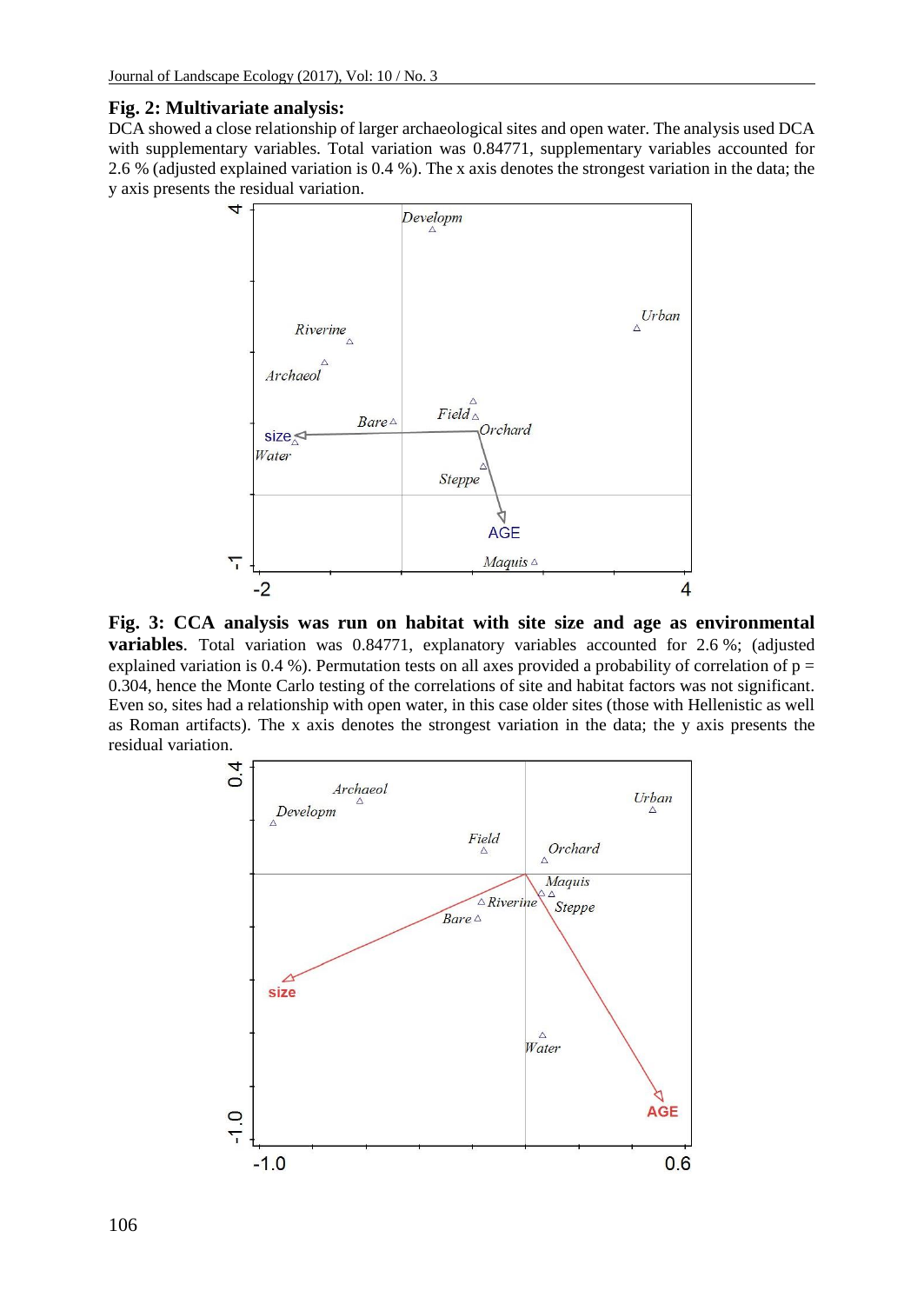**Fig. 2: Multivariate analysis:**
DCA showed a close relationship of larger archaeological sites and open water. The analysis used DCA with supplementary variables. Total variation was 0.84771, supplementary variables accounted for 2.6 % (adjusted explained variation is 0.4 %). The x axis denotes the strongest variation in the data; the y axis presents the residual variation.

**Fig. 3: CCA analysis was run on habitat with site size and age as environmental variables**. Total variation was 0.84771, explanatory variables accounted for 2.6 %; (adjusted explained variation is 0.4 %). Permutation tests on all axes provided a probability of correlation of p = 0.304, hence the Monte Carlo testing of the correlations of site and habitat factors was not significant. Even so, sites had a relationship with open water, in this case older sites (those with Hellenistic as well as Roman artifacts). The x axis denotes the strongest variation in the data; the y axis presents the residual variation.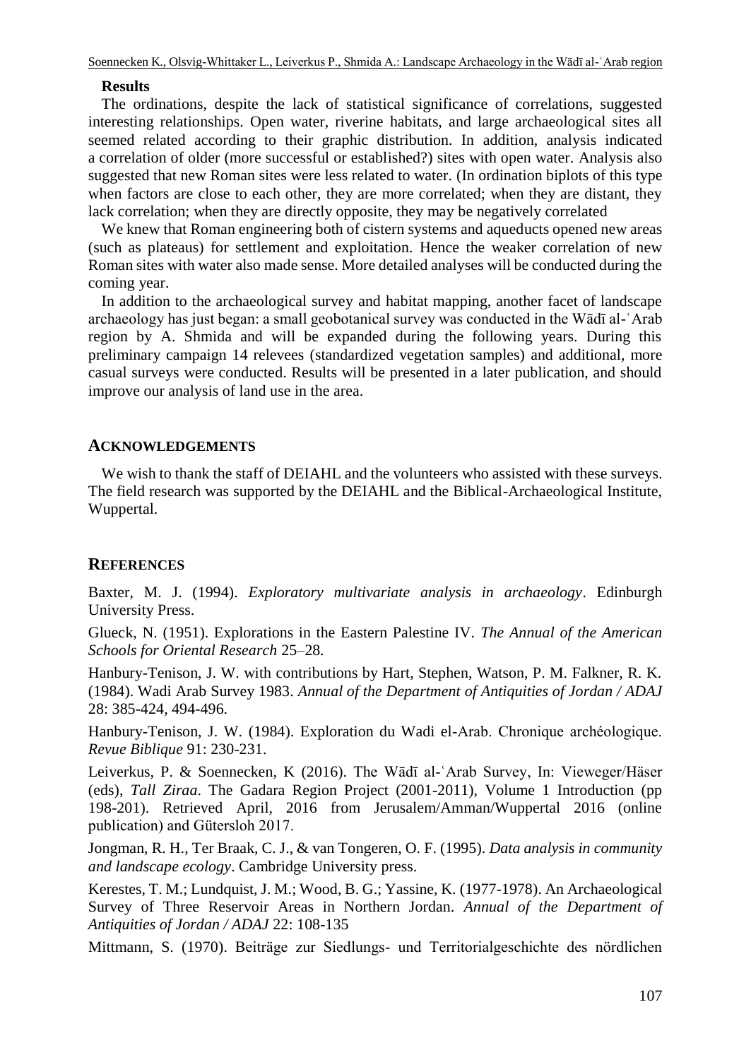**Results**

The ordinations, despite the lack of statistical significance of correlations, suggested interesting relationships. Open water, riverine habitats, and large archaeological sites all seemed related according to their graphic distribution. In addition, analysis indicated a correlation of older (more successful or established?) sites with open water. Analysis also suggested that new Roman sites were less related to water. (In ordination biplots of this type when factors are close to each other, they are more correlated; when they are distant, they lack correlation; when they are directly opposite, they may be negatively correlated

We knew that Roman engineering both of cistern systems and aqueducts opened new areas (such as plateaus) for settlement and exploitation. Hence the weaker correlation of new Roman sites with water also made sense. More detailed analyses will be conducted during the coming year.

In addition to the archaeological survey and habitat mapping, another facet of landscape archaeology has just began: a small geobotanical survey was conducted in the Wādī al-ʿArab region by A. Shmida and will be expanded during the following years. During this preliminary campaign 14 relevees (standardized vegetation samples) and additional, more casual surveys were conducted. Results will be presented in a later publication, and should improve our analysis of land use in the area.

## ACKNOWLEDGEMENTS

We wish to thank the staff of DEIAHL and the volunteers who assisted with these surveys. The field research was supported by the DEIAHL and the Biblical-Archaeological Institute, Wuppertal.

## REFERENCES

Baxter, M. J. (1994). *Exploratory multivariate analysis in archaeology*. Edinburgh University Press.

Glueck, N. (1951). Explorations in the Eastern Palestine IV. *The Annual of the American Schools for Oriental Research* 25–28.

Hanbury-Tenison, J. W. with contributions by Hart, Stephen, Watson, P. M. Falkner, R. K. (1984). Wadi Arab Survey 1983. *Annual of the Department of Antiquities of Jordan / ADAJ* 28: 385-424, 494-496.

Hanbury-Tenison, J. W. (1984). Exploration du Wadi el-Arab. Chronique archéologique. *Revue Biblique* 91: 230-231.

Leiverkus, P. & Soennecken, K (2016). The Wādī al-ʿArab Survey, In: Vieweger/Häser (eds), *Tall Ziraa*. The Gadara Region Project (2001-2011), Volume 1 Introduction (pp 198-201). Retrieved April, 2016 from Jerusalem/Amman/Wuppertal 2016 (online publication) and Gütersloh 2017.

Jongman, R. H., Ter Braak, C. J., & van Tongeren, O. F. (1995). *Data analysis in community and landscape ecology*. Cambridge University press.

Kerestes, T. M.; Lundquist, J. M.; Wood, B. G.; Yassine, K. (1977-1978). An Archaeological Survey of Three Reservoir Areas in Northern Jordan. *Annual of the Department of Antiquities of Jordan / ADAJ* 22: 108-135

Mittmann, S. (1970). Beiträge zur Siedlungs- und Territorialgeschichte des nördlichen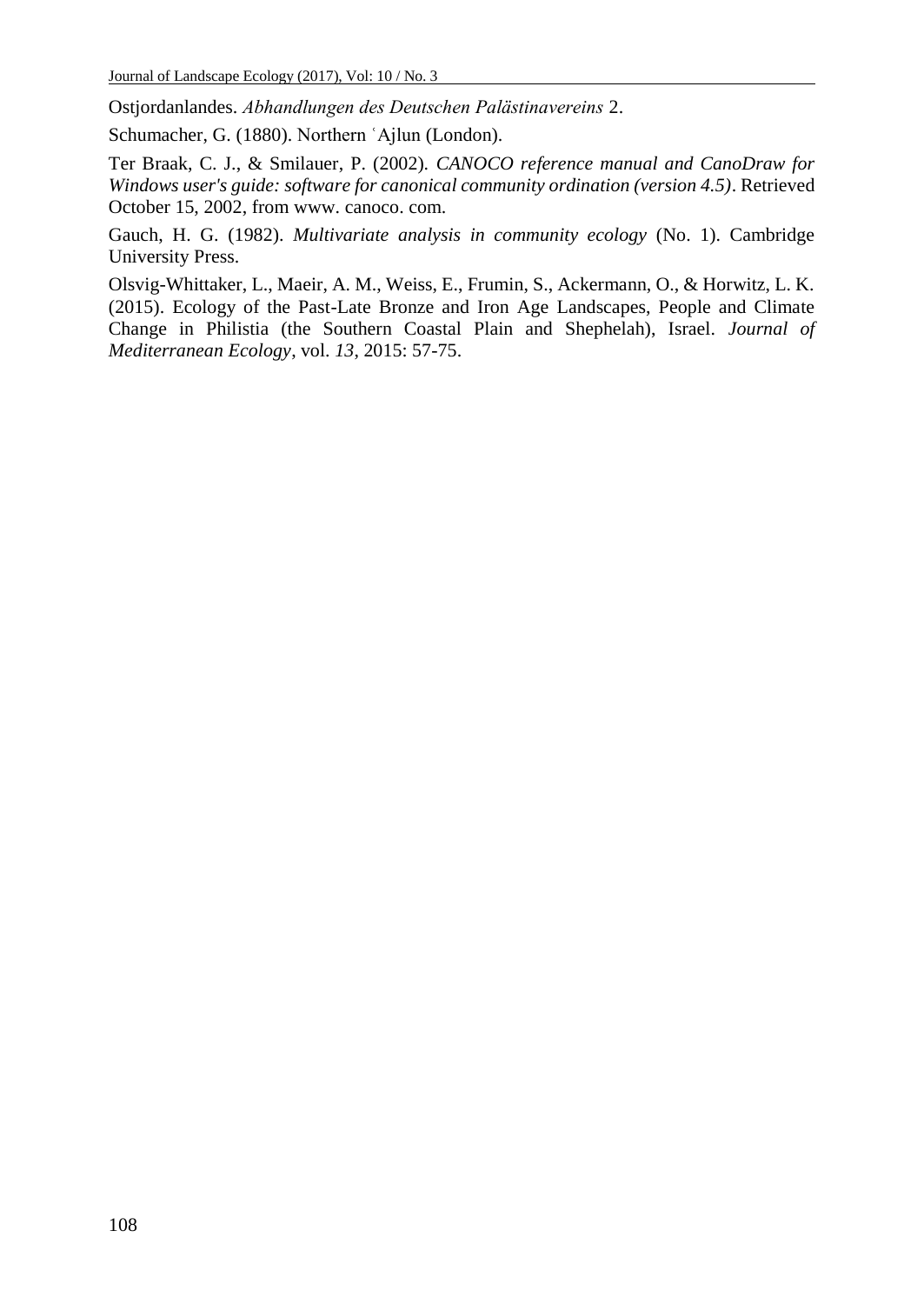Ostjordanlandes. *Abhandlungen des Deutschen Palästinavereins* 2.

Schumacher, G. (1880). Northern ʿAjlun (London).

Ter Braak, C. J., & Smilauer, P. (2002). *CANOCO reference manual and CanoDraw for Windows user's guide: software for canonical community ordination (version 4.5)*. Retrieved October 15, 2002, from www. canoco. com.

Gauch, H. G. (1982). *Multivariate analysis in community ecology* (No. 1). Cambridge University Press.

Olsvig-Whittaker, L., Maeir, A. M., Weiss, E., Frumin, S., Ackermann, O., & Horwitz, L. K. (2015). Ecology of the Past-Late Bronze and Iron Age Landscapes, People and Climate Change in Philistia (the Southern Coastal Plain and Shephelah), Israel. *Journal of Mediterranean Ecology*, vol. *13*, 2015: 57-75.